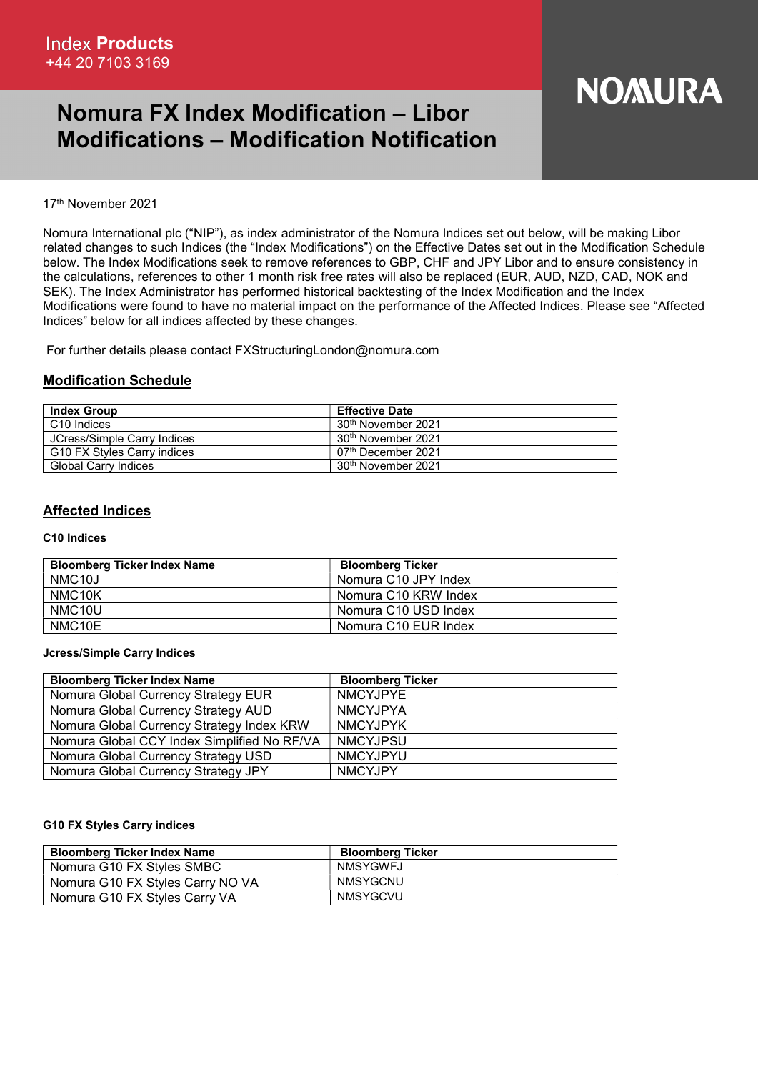Index **Products**
+44 20 7103 3169

NOMURA

# Nomura FX Index Modification – Libor Modifications – Modification Notification

17th November 2021

Nomura International plc ("NIP"), as index administrator of the Nomura Indices set out below, will be making Libor related changes to such Indices (the "Index Modifications") on the Effective Dates set out in the Modification Schedule below. The Index Modifications seek to remove references to GBP, CHF and JPY Libor and to ensure consistency in the calculations, references to other 1 month risk free rates will also be replaced (EUR, AUD, NZD, CAD, NOK and SEK). The Index Administrator has performed historical backtesting of the Index Modification and the Index Modifications were found to have no material impact on the performance of the Affected Indices. Please see "Affected Indices" below for all indices affected by these changes.

For further details please contact FXStructuringLondon@nomura.com

## Modification Schedule

| Index Group | Effective Date |
|---|---|
| C10 Indices | 30th November 2021 |
| JCress/Simple Carry Indices | 30th November 2021 |
| G10 FX Styles Carry indices | 07th December 2021 |
| Global Carry Indices | 30th November 2021 |

## Affected Indices

### C10 Indices

| Bloomberg Ticker Index Name | Bloomberg Ticker |
|---|---|
| NMC10J | Nomura C10 JPY Index |
| NMC10K | Nomura C10 KRW Index |
| NMC10U | Nomura C10 USD Index |
| NMC10E | Nomura C10 EUR Index |

### Jcress/Simple Carry Indices

| Bloomberg Ticker Index Name | Bloomberg Ticker |
|---|---|
| Nomura Global Currency Strategy EUR | NMCYJPYE |
| Nomura Global Currency Strategy AUD | NMCYJPYA |
| Nomura Global Currency Strategy Index KRW | NMCYJPYK |
| Nomura Global CCY Index Simplified No RF/VA | NMCYJPSU |
| Nomura Global Currency Strategy USD | NMCYJPYU |
| Nomura Global Currency Strategy JPY | NMCYJPY |

### G10 FX Styles Carry indices

| Bloomberg Ticker Index Name | Bloomberg Ticker |
|---|---|
| Nomura G10 FX Styles SMBC | NMSYGWFJ |
| Nomura G10 FX Styles Carry NO VA | NMSYGCNU |
| Nomura G10 FX Styles Carry VA | NMSYGCVU |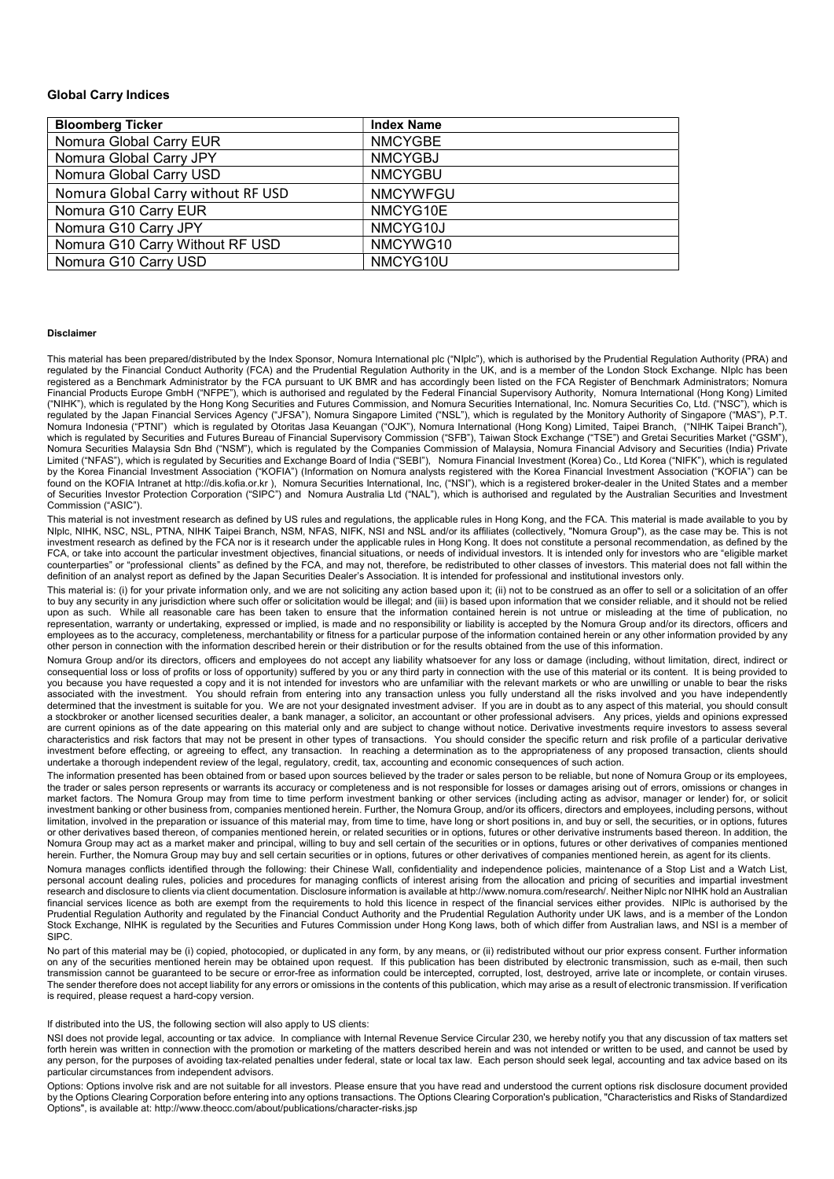**Global Carry Indices**

| Bloomberg Ticker | Index Name |
|---|---|
| Nomura Global Carry EUR | NMCYGBE |
| Nomura Global Carry JPY | NMCYGBJ |
| Nomura Global Carry USD | NMCYGBU |
| Nomura Global Carry without RF USD | NMCYWFGU |
| Nomura G10 Carry EUR | NMCYG10E |
| Nomura G10 Carry JPY | NMCYG10J |
| Nomura G10 Carry Without RF USD | NMCYWG10 |
| Nomura G10 Carry USD | NMCYG10U |

**Disclaimer**

This material has been prepared/distributed by the Index Sponsor, Nomura International plc ("NIplc"), which is authorised by the Prudential Regulation Authority (PRA) and regulated by the Financial Conduct Authority (FCA) and the Prudential Regulation Authority in the UK, and is a member of the London Stock Exchange. NIplc has been registered as a Benchmark Administrator by the FCA pursuant to UK BMR and has accordingly been listed on the FCA Register of Benchmark Administrators; Nomura Financial Products Europe GmbH ("NFPE"), which is authorised and regulated by the Federal Financial Supervisory Authority, Nomura International (Hong Kong) Limited ("NIHK"), which is regulated by the Hong Kong Securities and Futures Commission, and Nomura Securities International, Inc. Nomura Securities Co, Ltd. ("NSC"), which is regulated by the Japan Financial Services Agency ("JFSA"), Nomura Singapore Limited ("NSL"), which is regulated by the Monitory Authority of Singapore ("MAS"), P.T. Nomura Indonesia ("PTNI") which is regulated by Otoritas Jasa Keuangan ("OJK"), Nomura International (Hong Kong) Limited, Taipei Branch, ("NIHK Taipei Branch"), which is regulated by Securities and Futures Bureau of Financial Supervisory Commission ("SFB"), Taiwan Stock Exchange ("TSE") and Gretai Securities Market ("GSM"), Nomura Securities Malaysia Sdn Bhd ("NSM"), which is regulated by the Companies Commission of Malaysia, Nomura Financial Advisory and Securities (India) Private Limited ("NFAS"), which is regulated by Securities and Exchange Board of India ("SEBI"), Nomura Financial Investment (Korea) Co., Ltd Korea ("NIFK"), which is regulated by the Korea Financial Investment Association ("KOFIA") (Information on Nomura analysts registered with the Korea Financial Investment Association ("KOFIA") can be found on the KOFIA Intranet at http://dis.kofia.or.kr ), Nomura Securities International, Inc, ("NSI"), which is a registered broker-dealer in the United States and a member of Securities Investor Protection Corporation ("SIPC") and Nomura Australia Ltd ("NAL"), which is authorised and regulated by the Australian Securities and Investment Commission ("ASIC").

This material is not investment research as defined by US rules and regulations, the applicable rules in Hong Kong, and the FCA. This material is made available to you by NIplc, NIHK, NSC, NSL, PTNA, NIHK Taipei Branch, NSM, NFAS, NIFK, NSI and NSL and/or its affiliates (collectively, "Nomura Group"), as the case may be. This is not investment research as defined by the FCA nor is it research under the applicable rules in Hong Kong. It does not constitute a personal recommendation, as defined by the FCA, or take into account the particular investment objectives, financial situations, or needs of individual investors. It is intended only for investors who are "eligible market counterparties" or "professional clients" as defined by the FCA, and may not, therefore, be redistributed to other classes of investors. This material does not fall within the definition of an analyst report as defined by the Japan Securities Dealer's Association. It is intended for professional and institutional investors only.

This material is: (i) for your private information only, and we are not soliciting any action based upon it; (ii) not to be construed as an offer to sell or a solicitation of an offer to buy any security in any jurisdiction where such offer or solicitation would be illegal; and (iii) is based upon information that we consider reliable, and it should not be relied upon as such. While all reasonable care has been taken to ensure that the information contained herein is not untrue or misleading at the time of publication, no representation, warranty or undertaking, expressed or implied, is made and no responsibility or liability is accepted by the Nomura Group and/or its directors, officers and employees as to the accuracy, completeness, merchantability or fitness for a particular purpose of the information contained herein or any other information provided by any other person in connection with the information described herein or their distribution or for the results obtained from the use of this information.

Nomura Group and/or its directors, officers and employees do not accept any liability whatsoever for any loss or damage (including, without limitation, direct, indirect or consequential loss or loss of profits or loss of opportunity) suffered by you or any third party in connection with the use of this material or its content. It is being provided to you because you have requested a copy and it is not intended for investors who are unfamiliar with the relevant markets or who are unwilling or unable to bear the risks associated with the investment. You should refrain from entering into any transaction unless you fully understand all the risks involved and you have independently determined that the investment is suitable for you. We are not your designated investment adviser. If you are in doubt as to any aspect of this material, you should consult a stockbroker or another licensed securities dealer, a bank manager, a solicitor, an accountant or other professional advisers. Any prices, yields and opinions expressed are current opinions as of the date appearing on this material only and are subject to change without notice. Derivative investments require investors to assess several characteristics and risk factors that may not be present in other types of transactions. You should consider the specific return and risk profile of a particular derivative investment before effecting, or agreeing to effect, any transaction. In reaching a determination as to the appropriateness of any proposed transaction, clients should undertake a thorough independent review of the legal, regulatory, credit, tax, accounting and economic consequences of such action.

The information presented has been obtained from or based upon sources believed by the trader or sales person to be reliable, but none of Nomura Group or its employees, the trader or sales person represents or warrants its accuracy or completeness and is not responsible for losses or damages arising out of errors, omissions or changes in market factors. The Nomura Group may from time to time perform investment banking or other services (including acting as advisor, manager or lender) for, or solicit investment banking or other business from, companies mentioned herein. Further, the Nomura Group, and/or its officers, directors and employees, including persons, without limitation, involved in the preparation or issuance of this material may, from time to time, have long or short positions in, and buy or sell, the securities, or in options, futures or other derivatives based thereon, of companies mentioned herein, or related securities or in options, futures or other derivative instruments based thereon. In addition, the Nomura Group may act as a market maker and principal, willing to buy and sell certain of the securities or in options, futures or other derivatives of companies mentioned herein. Further, the Nomura Group may buy and sell certain securities or in options, futures or other derivatives of companies mentioned herein, as agent for its clients.

Nomura manages conflicts identified through the following: their Chinese Wall, confidentiality and independence policies, maintenance of a Stop List and a Watch List, personal account dealing rules, policies and procedures for managing conflicts of interest arising from the allocation and pricing of securities and impartial investment research and disclosure to clients via client documentation. Disclosure information is available at http://www.nomura.com/research/. Neither Niplc nor NIHK hold an Australian financial services licence as both are exempt from the requirements to hold this licence in respect of the financial services either provides. NIPlc is authorised by the Prudential Regulation Authority and regulated by the Financial Conduct Authority and the Prudential Regulation Authority under UK laws, and is a member of the London Stock Exchange, NIHK is regulated by the Securities and Futures Commission under Hong Kong laws, both of which differ from Australian laws, and NSI is a member of SIPC.

No part of this material may be (i) copied, photocopied, or duplicated in any form, by any means, or (ii) redistributed without our prior express consent. Further information on any of the securities mentioned herein may be obtained upon request. If this publication has been distributed by electronic transmission, such as e-mail, then such transmission cannot be guaranteed to be secure or error-free as information could be intercepted, corrupted, lost, destroyed, arrive late or incomplete, or contain viruses. The sender therefore does not accept liability for any errors or omissions in the contents of this publication, which may arise as a result of electronic transmission. If verification is required, please request a hard-copy version.

If distributed into the US, the following section will also apply to US clients:

NSI does not provide legal, accounting or tax advice. In compliance with Internal Revenue Service Circular 230, we hereby notify you that any discussion of tax matters set forth herein was written in connection with the promotion or marketing of the matters described herein and was not intended or written to be used, and cannot be used by any person, for the purposes of avoiding tax-related penalties under federal, state or local tax law. Each person should seek legal, accounting and tax advice based on its particular circumstances from independent advisors.

Options: Options involve risk and are not suitable for all investors. Please ensure that you have read and understood the current options risk disclosure document provided by the Options Clearing Corporation before entering into any options transactions. The Options Clearing Corporation's publication, "Characteristics and Risks of Standardized Options", is available at: http://www.theocc.com/about/publications/character-risks.jsp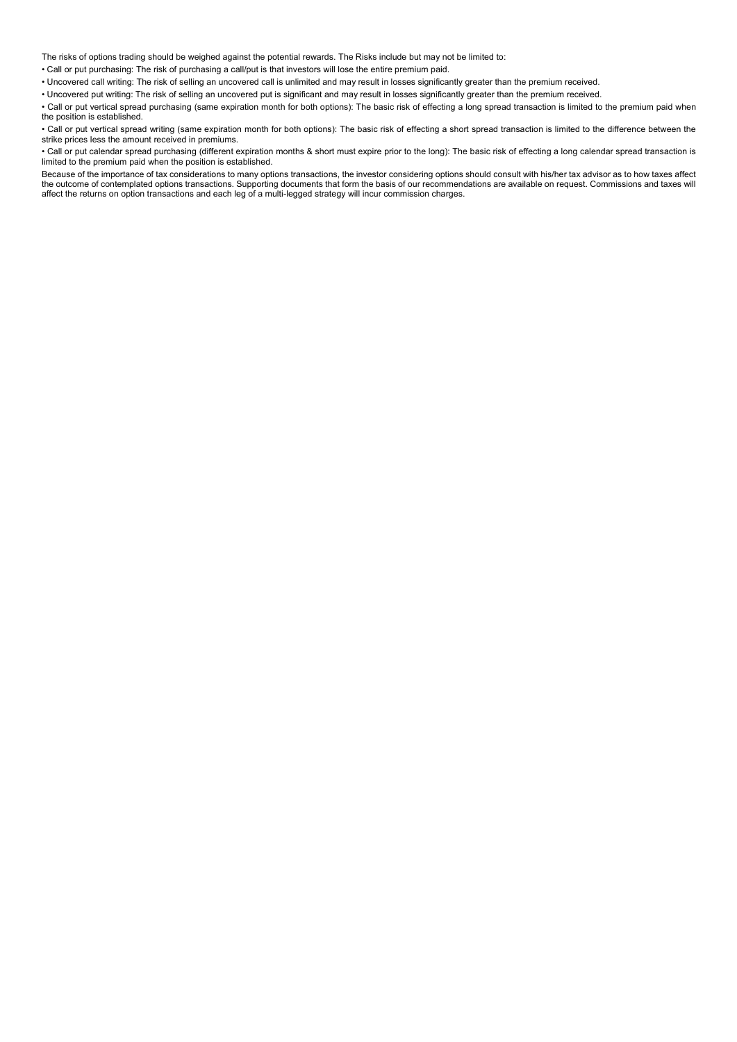The risks of options trading should be weighed against the potential rewards. The Risks include but may not be limited to:

- Call or put purchasing: The risk of purchasing a call/put is that investors will lose the entire premium paid.
- Uncovered call writing: The risk of selling an uncovered call is unlimited and may result in losses significantly greater than the premium received.
- Uncovered put writing: The risk of selling an uncovered put is significant and may result in losses significantly greater than the premium received.
- Call or put vertical spread purchasing (same expiration month for both options): The basic risk of effecting a long spread transaction is limited to the premium paid when the position is established.
- Call or put vertical spread writing (same expiration month for both options): The basic risk of effecting a short spread transaction is limited to the difference between the strike prices less the amount received in premiums.
- Call or put calendar spread purchasing (different expiration months & short must expire prior to the long): The basic risk of effecting a long calendar spread transaction is limited to the premium paid when the position is established.

Because of the importance of tax considerations to many options transactions, the investor considering options should consult with his/her tax advisor as to how taxes affect the outcome of contemplated options transactions. Supporting documents that form the basis of our recommendations are available on request. Commissions and taxes will affect the returns on option transactions and each leg of a multi-legged strategy will incur commission charges.